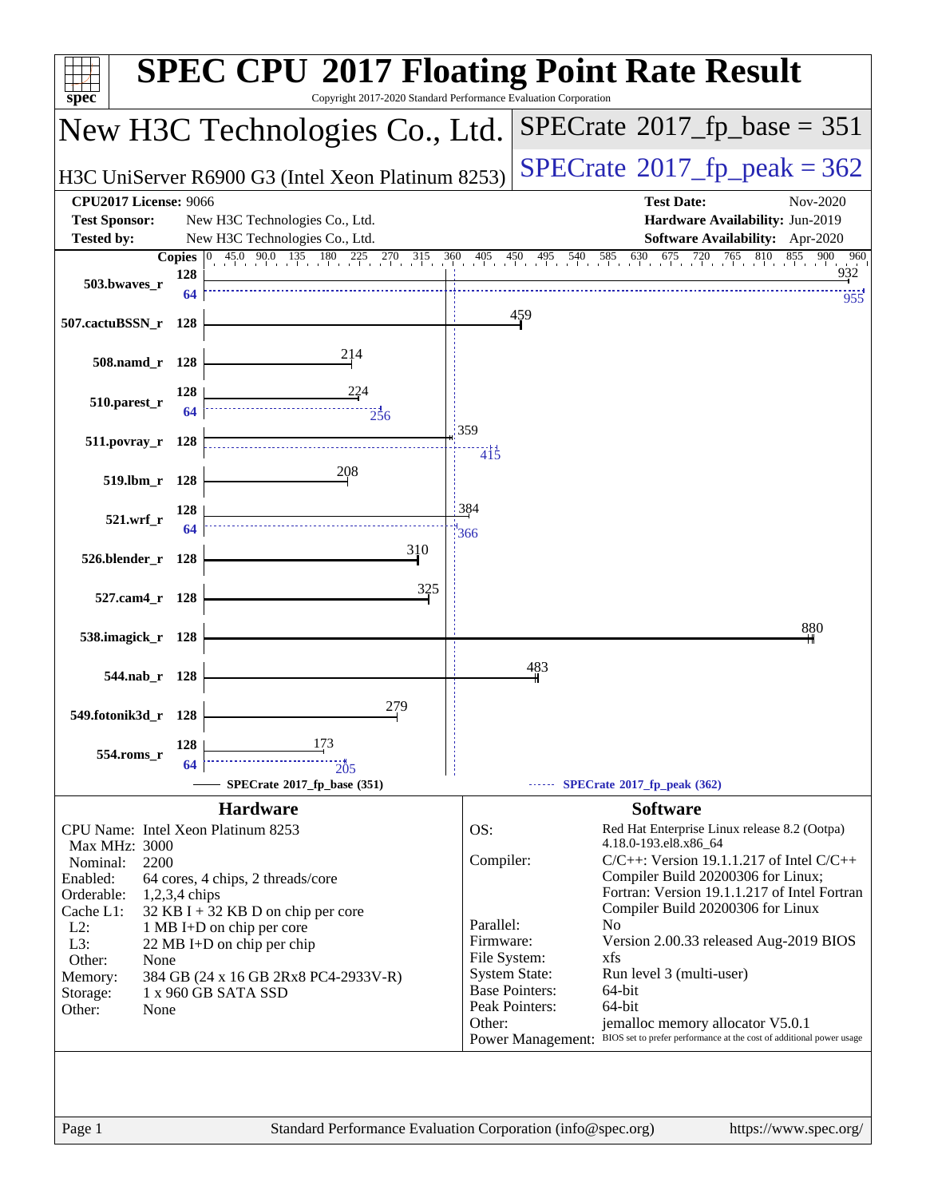# SPEC CPU 2017 Floating Point Rate Result

Copyright 2017-2020 Standard Performance Evaluation Corporation

## New H3C Technologies Co., Ltd.

H3C UniServer R6900 G3 (Intel Xeon Platinum 8253)

**SPECrate 2017_fp_base = 351**

**SPECrate 2017_fp_peak = 362**

| | | | |
|---|---|---|---|
| **CPU2017 License:** | 9066 | **Test Date:** | Nov-2020 |
| **Test Sponsor:** | New H3C Technologies Co., Ltd. | **Hardware Availability:** | Jun-2019 |
| **Tested by:** | New H3C Technologies Co., Ltd. | **Software Availability:** | Apr-2020 |

| Benchmark | Copies | Base | Peak Copies | Peak |
|---|---|---|---|---|
| 503.bwaves_r | 128 | 932 | 64 | 955 |
| 507.cactuBSSN_r | 128 | 459 | | |
| 508.namd_r | 128 | 214 | | |
| 510.parest_r | 128 | 224 | 64 | 256 |
| 511.povray_r | 128 | 359 | | 415 |
| 519.lbm_r | 128 | 208 | | |
| 521.wrf_r | 128 | 384 | 64 | 366 |
| 526.blender_r | 128 | 310 | | |
| 527.cam4_r | 128 | 325 | | |
| 538.imagick_r | 128 | 880 | | |
| 544.nab_r | 128 | 483 | | |
| 549.fotonik3d_r | 128 | 279 | | |
| 554.roms_r | 128 | 173 | 64 | 205 |

SPECrate 2017_fp_base (351) — SPECrate 2017_fp_peak (362)

## Hardware

- **CPU Name:** Intel Xeon Platinum 8253
- **Max MHz:** 3000
- **Nominal:** 2200
- **Enabled:** 64 cores, 4 chips, 2 threads/core
- **Orderable:** 1,2,3,4 chips
- **Cache L1:** 32 KB I + 32 KB D on chip per core
- **L2:** 1 MB I+D on chip per core
- **L3:** 22 MB I+D on chip per chip
- **Other:** None
- **Memory:** 384 GB (24 x 16 GB 2Rx8 PC4-2933V-R)
- **Storage:** 1 x 960 GB SATA SSD
- **Other:** None

## Software

- **OS:** Red Hat Enterprise Linux release 8.2 (Ootpa) 4.18.0-193.el8.x86_64
- **Compiler:** C/C++: Version 19.1.1.217 of Intel C/C++ Compiler Build 20200306 for Linux; Fortran: Version 19.1.1.217 of Intel Fortran Compiler Build 20200306 for Linux
- **Parallel:** No
- **Firmware:** Version 2.00.33 released Aug-2019 BIOS
- **File System:** xfs
- **System State:** Run level 3 (multi-user)
- **Base Pointers:** 64-bit
- **Peak Pointers:** 64-bit
- **Other:** jemalloc memory allocator V5.0.1
- **Power Management:** BIOS set to prefer performance at the cost of additional power usage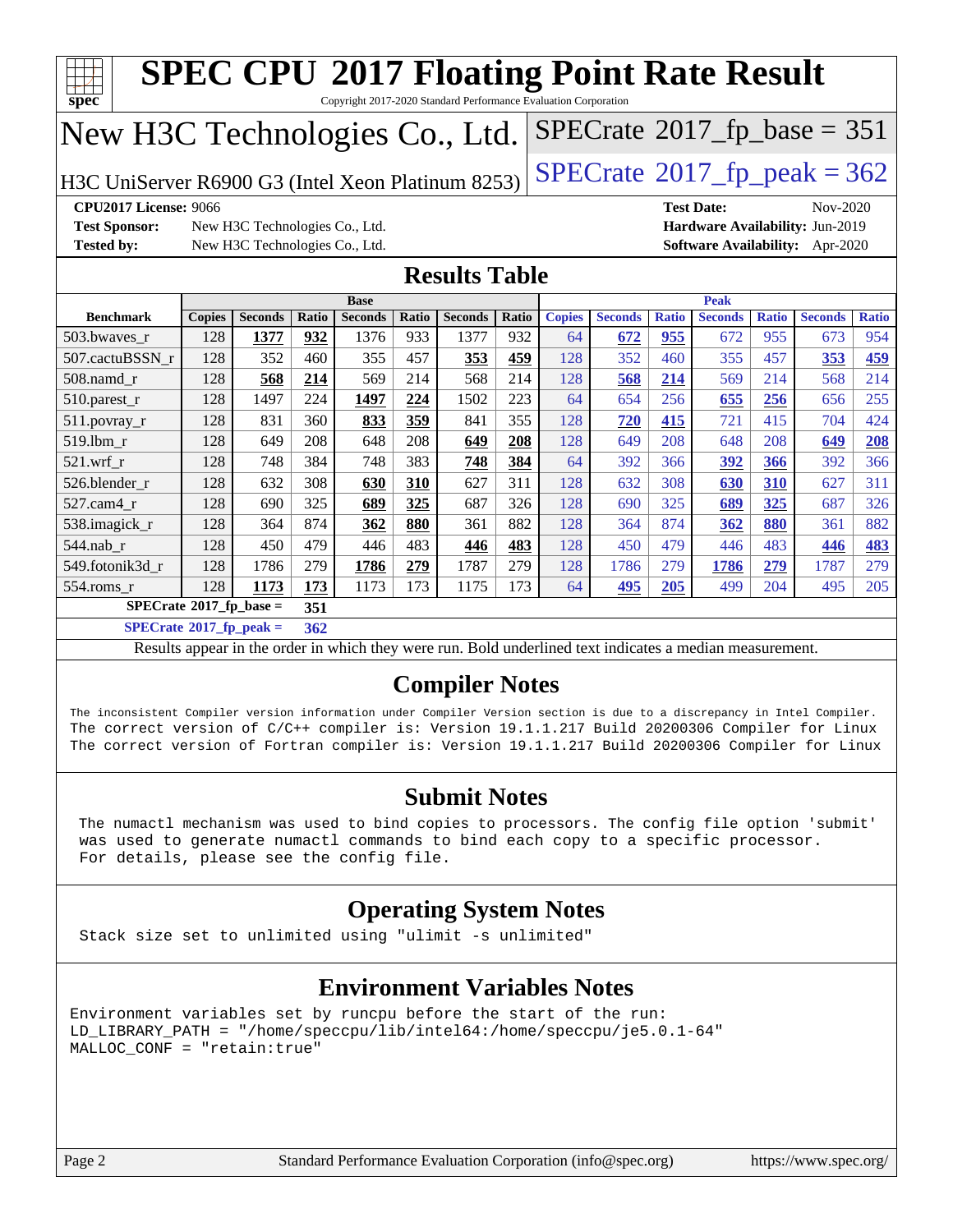# SPEC CPU 2017 Floating Point Rate Result

Copyright 2017-2020 Standard Performance Evaluation Corporation

## New H3C Technologies Co., Ltd.

H3C UniServer R6900 G3 (Intel Xeon Platinum 8253)

SPECrate 2017_fp_base = 351

SPECrate 2017_fp_peak = 362

**CPU2017 License:** 9066
**Test Sponsor:** New H3C Technologies Co., Ltd.
**Tested by:** New H3C Technologies Co., Ltd.

**Test Date:** Nov-2020
**Hardware Availability:** Jun-2019
**Software Availability:** Apr-2020

## Results Table

| | Base | | | | | | | Peak | | | | | | |
|---|---|---|---|---|---|---|---|---|---|---|---|---|---|---|
| **Benchmark** | **Copies** | **Seconds** | **Ratio** | **Seconds** | **Ratio** | **Seconds** | **Ratio** | **Copies** | **Seconds** | **Ratio** | **Seconds** | **Ratio** | **Seconds** | **Ratio** |
| 503.bwaves_r | 128 | **1377** | **932** | 1376 | 933 | 1377 | 932 | 64 | **672** | **955** | 672 | 955 | 673 | 954 |
| 507.cactuBSSN_r | 128 | 352 | 460 | 355 | 457 | **353** | **459** | 128 | 352 | 460 | 355 | 457 | **353** | **459** |
| 508.namd_r | 128 | **568** | **214** | 569 | 214 | 568 | 214 | 128 | **568** | **214** | 569 | 214 | 568 | 214 |
| 510.parest_r | 128 | 1497 | 224 | **1497** | **224** | 1502 | 223 | 64 | 654 | 256 | **655** | **256** | 656 | 255 |
| 511.povray_r | 128 | 831 | 360 | **833** | **359** | 841 | 355 | 128 | **720** | **415** | 721 | 415 | 704 | 424 |
| 519.lbm_r | 128 | 649 | 208 | 648 | 208 | **649** | **208** | 128 | 649 | 208 | 648 | 208 | **649** | **208** |
| 521.wrf_r | 128 | 748 | 384 | 748 | 383 | **748** | **384** | 64 | 392 | 366 | **392** | **366** | 392 | 366 |
| 526.blender_r | 128 | 632 | 308 | **630** | **310** | 627 | 311 | 128 | 632 | 308 | **630** | **310** | 627 | 311 |
| 527.cam4_r | 128 | 690 | 325 | **689** | **325** | 687 | 326 | 128 | 690 | 325 | **689** | **325** | 687 | 326 |
| 538.imagick_r | 128 | 364 | 874 | **362** | **880** | 361 | 882 | 128 | 364 | 874 | **362** | **880** | 361 | 882 |
| 544.nab_r | 128 | 450 | 479 | 446 | 483 | **446** | **483** | 128 | 450 | 479 | 446 | 483 | **446** | **483** |
| 549.fotonik3d_r | 128 | 1786 | 279 | **1786** | **279** | 1787 | 279 | 128 | 1786 | 279 | **1786** | **279** | 1787 | 279 |
| 554.roms_r | 128 | **1173** | **173** | 1173 | 173 | 1175 | 173 | 64 | **495** | **205** | 499 | 204 | 495 | 205 |

**SPECrate 2017_fp_base = 351**

**SPECrate 2017_fp_peak = 362**

Results appear in the order in which they were run. Bold underlined text indicates a median measurement.

## Compiler Notes

```
The inconsistent Compiler version information under Compiler Version section is due to a discrepancy in Intel Compiler.
The correct version of C/C++ compiler is: Version 19.1.1.217 Build 20200306 Compiler for Linux
The correct version of Fortran compiler is: Version 19.1.1.217 Build 20200306 Compiler for Linux
```

## Submit Notes

```
The numactl mechanism was used to bind copies to processors. The config file option 'submit'
was used to generate numactl commands to bind each copy to a specific processor.
For details, please see the config file.
```

## Operating System Notes

```
Stack size set to unlimited using "ulimit -s unlimited"
```

## Environment Variables Notes

```
Environment variables set by runcpu before the start of the run:
LD_LIBRARY_PATH = "/home/speccpu/lib/intel64:/home/speccpu/je5.0.1-64"
MALLOC_CONF = "retain:true"
```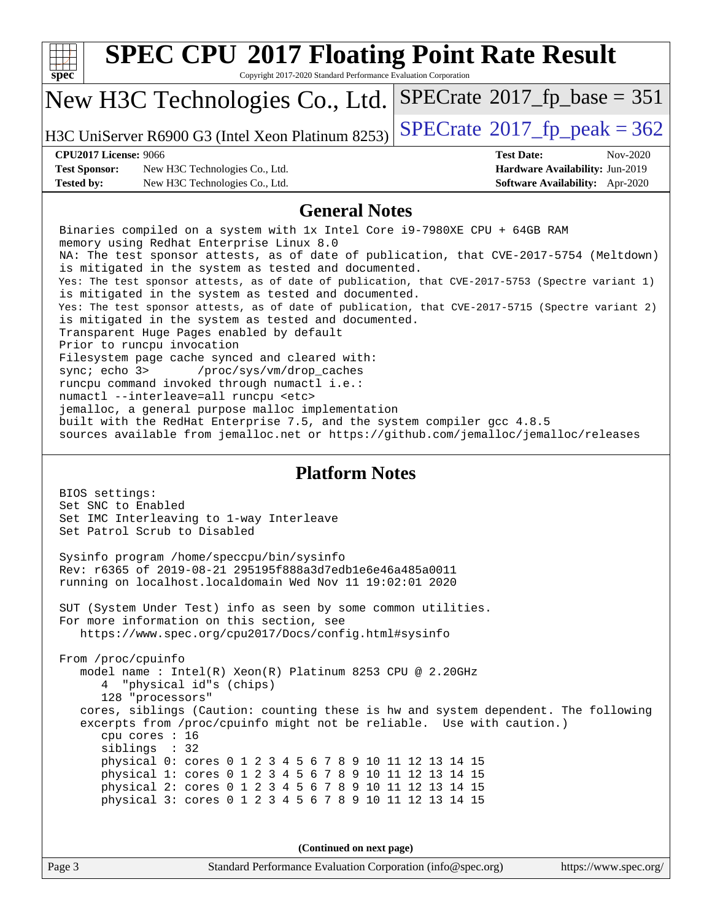# SPEC CPU 2017 Floating Point Rate Result

Copyright 2017-2020 Standard Performance Evaluation Corporation

## New H3C Technologies Co., Ltd.

H3C UniServer R6900 G3 (Intel Xeon Platinum 8253)

SPECrate 2017_fp_base = 351

SPECrate 2017_fp_peak = 362

**CPU2017 License:** 9066
**Test Sponsor:** New H3C Technologies Co., Ltd.
**Tested by:** New H3C Technologies Co., Ltd.

**Test Date:** Nov-2020
**Hardware Availability:** Jun-2019
**Software Availability:** Apr-2020

## General Notes

```
Binaries compiled on a system with 1x Intel Core i9-7980XE CPU + 64GB RAM
memory using Redhat Enterprise Linux 8.0
NA: The test sponsor attests, as of date of publication, that CVE-2017-5754 (Meltdown)
is mitigated in the system as tested and documented.
Yes: The test sponsor attests, as of date of publication, that CVE-2017-5753 (Spectre variant 1)
is mitigated in the system as tested and documented.
Yes: The test sponsor attests, as of date of publication, that CVE-2017-5715 (Spectre variant 2)
is mitigated in the system as tested and documented.
Transparent Huge Pages enabled by default
Prior to runcpu invocation
Filesystem page cache synced and cleared with:
sync; echo 3>       /proc/sys/vm/drop_caches
runcpu command invoked through numactl i.e.:
numactl --interleave=all runcpu <etc>
jemalloc, a general purpose malloc implementation
built with the RedHat Enterprise 7.5, and the system compiler gcc 4.8.5
sources available from jemalloc.net or https://github.com/jemalloc/jemalloc/releases
```

## Platform Notes

```
BIOS settings:
Set SNC to Enabled
Set IMC Interleaving to 1-way Interleave
Set Patrol Scrub to Disabled

Sysinfo program /home/speccpu/bin/sysinfo
Rev: r6365 of 2019-08-21 295195f888a3d7edb1e6e46a485a0011
running on localhost.localdomain Wed Nov 11 19:02:01 2020

SUT (System Under Test) info as seen by some common utilities.
For more information on this section, see
   https://www.spec.org/cpu2017/Docs/config.html#sysinfo

From /proc/cpuinfo
   model name : Intel(R) Xeon(R) Platinum 8253 CPU @ 2.20GHz
      4  "physical id"s (chips)
      128 "processors"
   cores, siblings (Caution: counting these is hw and system dependent. The following
   excerpts from /proc/cpuinfo might not be reliable.  Use with caution.)
      cpu cores : 16
      siblings  : 32
      physical 0: cores 0 1 2 3 4 5 6 7 8 9 10 11 12 13 14 15
      physical 1: cores 0 1 2 3 4 5 6 7 8 9 10 11 12 13 14 15
      physical 2: cores 0 1 2 3 4 5 6 7 8 9 10 11 12 13 14 15
      physical 3: cores 0 1 2 3 4 5 6 7 8 9 10 11 12 13 14 15
```

**(Continued on next page)**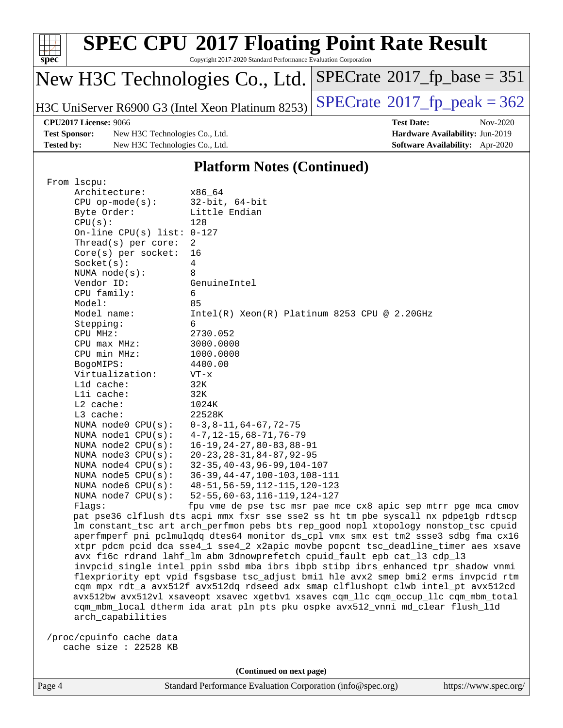# SPEC CPU 2017 Floating Point Rate Result

Copyright 2017-2020 Standard Performance Evaluation Corporation

**New H3C Technologies Co., Ltd.**

H3C UniServer R6900 G3 (Intel Xeon Platinum 8253)

SPECrate 2017_fp_base = 351

SPECrate 2017_fp_peak = 362

**CPU2017 License:** 9066
**Test Sponsor:** New H3C Technologies Co., Ltd.
**Tested by:** New H3C Technologies Co., Ltd.

**Test Date:** Nov-2020
**Hardware Availability:** Jun-2019
**Software Availability:** Apr-2020

## Platform Notes (Continued)

```
From lscpu:
     Architecture:        x86_64
     CPU op-mode(s):      32-bit, 64-bit
     Byte Order:          Little Endian
     CPU(s):              128
     On-line CPU(s) list: 0-127
     Thread(s) per core:  2
     Core(s) per socket:  16
     Socket(s):           4
     NUMA node(s):        8
     Vendor ID:           GenuineIntel
     CPU family:          6
     Model:               85
     Model name:          Intel(R) Xeon(R) Platinum 8253 CPU @ 2.20GHz
     Stepping:            6
     CPU MHz:             2730.052
     CPU max MHz:         3000.0000
     CPU min MHz:         1000.0000
     BogoMIPS:            4400.00
     Virtualization:      VT-x
     L1d cache:           32K
     L1i cache:           32K
     L2 cache:            1024K
     L3 cache:            22528K
     NUMA node0 CPU(s):   0-3,8-11,64-67,72-75
     NUMA node1 CPU(s):   4-7,12-15,68-71,76-79
     NUMA node2 CPU(s):   16-19,24-27,80-83,88-91
     NUMA node3 CPU(s):   20-23,28-31,84-87,92-95
     NUMA node4 CPU(s):   32-35,40-43,96-99,104-107
     NUMA node5 CPU(s):   36-39,44-47,100-103,108-111
     NUMA node6 CPU(s):   48-51,56-59,112-115,120-123
     NUMA node7 CPU(s):   52-55,60-63,116-119,124-127
     Flags:               fpu vme de pse tsc msr pae mce cx8 apic sep mtrr pge mca cmov
     pat pse36 clflush dts acpi mmx fxsr sse sse2 ss ht tm pbe syscall nx pdpe1gb rdtscp
     lm constant_tsc art arch_perfmon pebs bts rep_good nopl xtopology nonstop_tsc cpuid
     aperfmperf pni pclmulqdq dtes64 monitor ds_cpl vmx smx est tm2 ssse3 sdbg fma cx16
     xtpr pdcm pcid dca sse4_1 sse4_2 x2apic movbe popcnt tsc_deadline_timer aes xsave
     avx f16c rdrand lahf_lm abm 3dnowprefetch cpuid_fault epb cat_l3 cdp_l3
     invpcid_single intel_ppin ssbd mba ibrs ibpb stibp ibrs_enhanced tpr_shadow vnmi
     flexpriority ept vpid fsgsbase tsc_adjust bmi1 hle avx2 smep bmi2 erms invpcid rtm
     cqm mpx rdt_a avx512f avx512dq rdseed adx smap clflushopt clwb intel_pt avx512cd
     avx512bw avx512vl xsaveopt xsavec xgetbv1 xsaves cqm_llc cqm_occup_llc cqm_mbm_total
     cqm_mbm_local dtherm ida arat pln pts pku ospke avx512_vnni md_clear flush_l1d
     arch_capabilities

 /proc/cpuinfo cache data
    cache size : 22528 KB
```

(Continued on next page)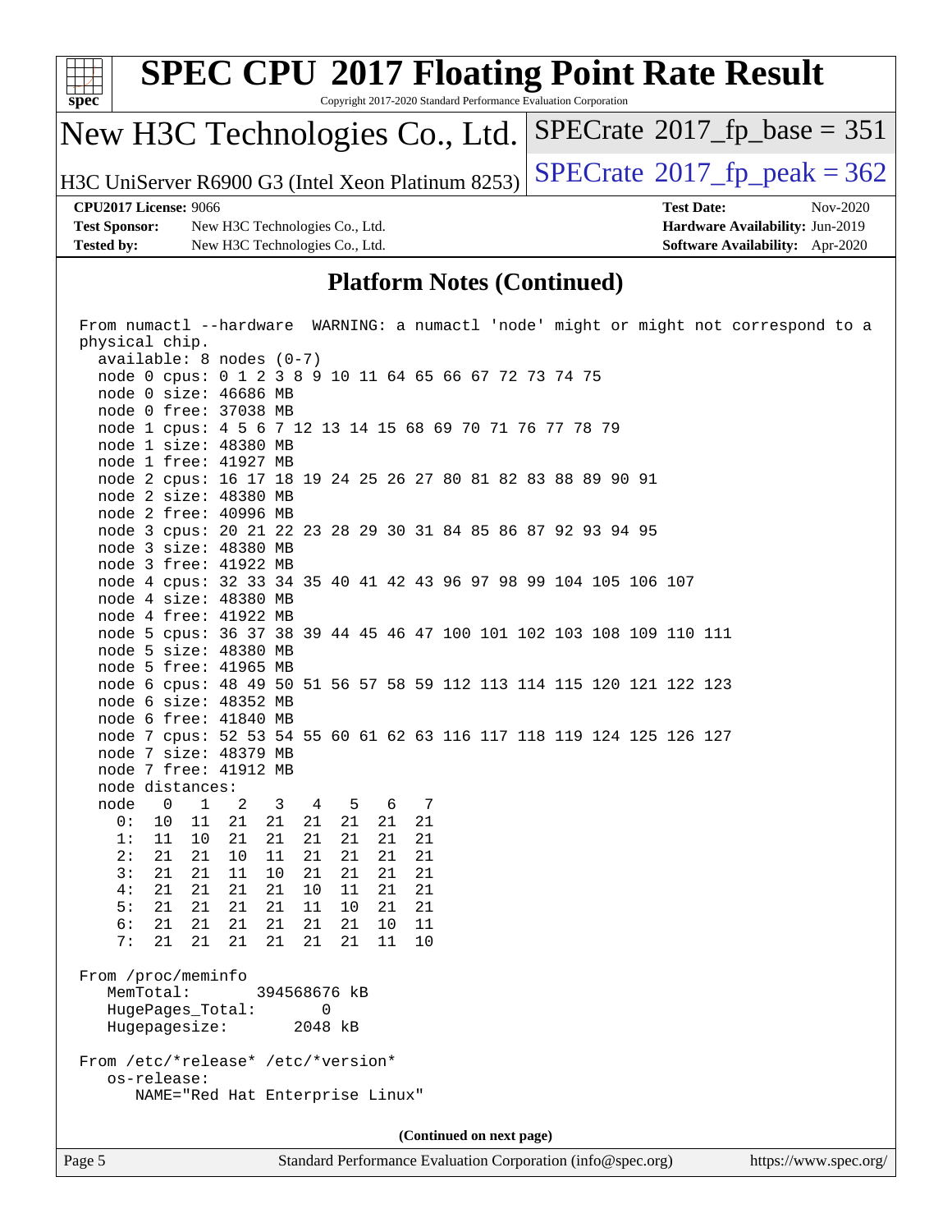## Platform Notes (Continued)

```
From numactl --hardware  WARNING: a numactl 'node' might or might not correspond to a
physical chip.
  available: 8 nodes (0-7)
  node 0 cpus: 0 1 2 3 8 9 10 11 64 65 66 67 72 73 74 75
  node 0 size: 46686 MB
  node 0 free: 37038 MB
  node 1 cpus: 4 5 6 7 12 13 14 15 68 69 70 71 76 77 78 79
  node 1 size: 48380 MB
  node 1 free: 41927 MB
  node 2 cpus: 16 17 18 19 24 25 26 27 80 81 82 83 88 89 90 91
  node 2 size: 48380 MB
  node 2 free: 40996 MB
  node 3 cpus: 20 21 22 23 28 29 30 31 84 85 86 87 92 93 94 95
  node 3 size: 48380 MB
  node 3 free: 41922 MB
  node 4 cpus: 32 33 34 35 40 41 42 43 96 97 98 99 104 105 106 107
  node 4 size: 48380 MB
  node 4 free: 41922 MB
  node 5 cpus: 36 37 38 39 44 45 46 47 100 101 102 103 108 109 110 111
  node 5 size: 48380 MB
  node 5 free: 41965 MB
  node 6 cpus: 48 49 50 51 56 57 58 59 112 113 114 115 120 121 122 123
  node 6 size: 48352 MB
  node 6 free: 41840 MB
  node 7 cpus: 52 53 54 55 60 61 62 63 116 117 118 119 124 125 126 127
  node 7 size: 48379 MB
  node 7 free: 41912 MB
  node distances:
  node   0   1   2   3   4   5   6   7
    0:  10  11  21  21  21  21  21  21
    1:  11  10  21  21  21  21  21  21
    2:  21  21  10  11  21  21  21  21
    3:  21  21  11  10  21  21  21  21
    4:  21  21  21  21  10  11  21  21
    5:  21  21  21  21  11  10  21  21
    6:  21  21  21  21  21  21  10  11
    7:  21  21  21  21  21  21  11  10

From /proc/meminfo
   MemTotal:       394568676 kB
   HugePages_Total:       0
   Hugepagesize:       2048 kB

From /etc/*release* /etc/*version*
   os-release:
      NAME="Red Hat Enterprise Linux"
```

(Continued on next page)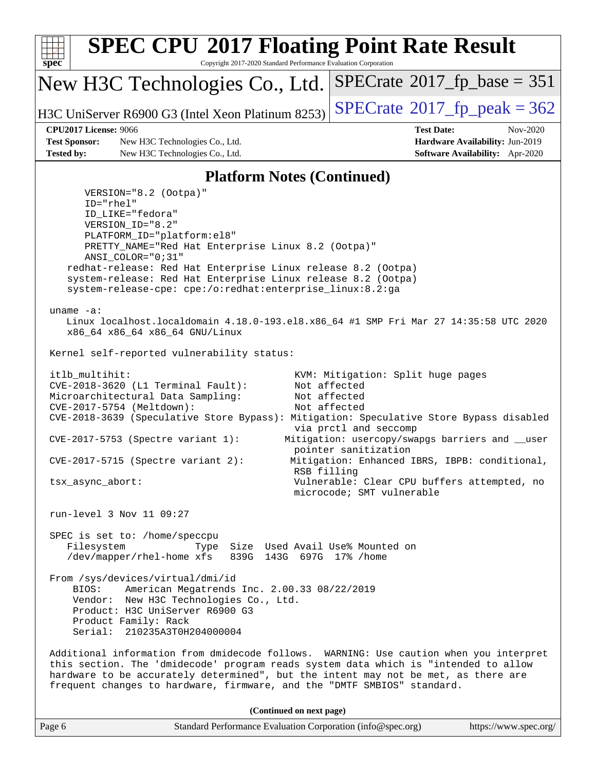# SPEC CPU 2017 Floating Point Rate Result

Copyright 2017-2020 Standard Performance Evaluation Corporation

## New H3C Technologies Co., Ltd.

H3C UniServer R6900 G3 (Intel Xeon Platinum 8253)

SPECrate 2017_fp_base = 351

SPECrate 2017_fp_peak = 362

**CPU2017 License:** 9066
**Test Sponsor:** New H3C Technologies Co., Ltd.
**Tested by:** New H3C Technologies Co., Ltd.

**Test Date:** Nov-2020
**Hardware Availability:** Jun-2019
**Software Availability:** Apr-2020

### Platform Notes (Continued)

```
       VERSION="8.2 (Ootpa)"
       ID="rhel"
       ID_LIKE="fedora"
       VERSION_ID="8.2"
       PLATFORM_ID="platform:el8"
       PRETTY_NAME="Red Hat Enterprise Linux 8.2 (Ootpa)"
       ANSI_COLOR="0;31"
    redhat-release: Red Hat Enterprise Linux release 8.2 (Ootpa)
    system-release: Red Hat Enterprise Linux release 8.2 (Ootpa)
    system-release-cpe: cpe:/o:redhat:enterprise_linux:8.2:ga

 uname -a:
    Linux localhost.localdomain 4.18.0-193.el8.x86_64 #1 SMP Fri Mar 27 14:35:58 UTC 2020
    x86_64 x86_64 x86_64 GNU/Linux

 Kernel self-reported vulnerability status:

 itlb_multihit:                                    KVM: Mitigation: Split huge pages
 CVE-2018-3620 (L1 Terminal Fault):               Not affected
 Microarchitectural Data Sampling:                 Not affected
 CVE-2017-5754 (Meltdown):                         Not affected
 CVE-2018-3639 (Speculative Store Bypass): Mitigation: Speculative Store Bypass disabled
                                                   via prctl and seccomp
 CVE-2017-5753 (Spectre variant 1):              Mitigation: usercopy/swapgs barriers and __user
                                                   pointer sanitization
 CVE-2017-5715 (Spectre variant 2):               Mitigation: Enhanced IBRS, IBPB: conditional,
                                                   RSB filling
 tsx_async_abort:                                  Vulnerable: Clear CPU buffers attempted, no
                                                   microcode; SMT vulnerable

 run-level 3 Nov 11 09:27

 SPEC is set to: /home/speccpu
    Filesystem            Type  Size  Used Avail Use% Mounted on
    /dev/mapper/rhel-home xfs   839G  143G  697G  17% /home

 From /sys/devices/virtual/dmi/id
     BIOS:    American Megatrends Inc. 2.00.33 08/22/2019
     Vendor:  New H3C Technologies Co., Ltd.
     Product: H3C UniServer R6900 G3
     Product Family: Rack
     Serial:  210235A3T0H204000004

 Additional information from dmidecode follows.  WARNING: Use caution when you interpret
 this section. The 'dmidecode' program reads system data which is "intended to allow
 hardware to be accurately determined", but the intent may not be met, as there are
 frequent changes to hardware, firmware, and the "DMTF SMBIOS" standard.
```

**(Continued on next page)**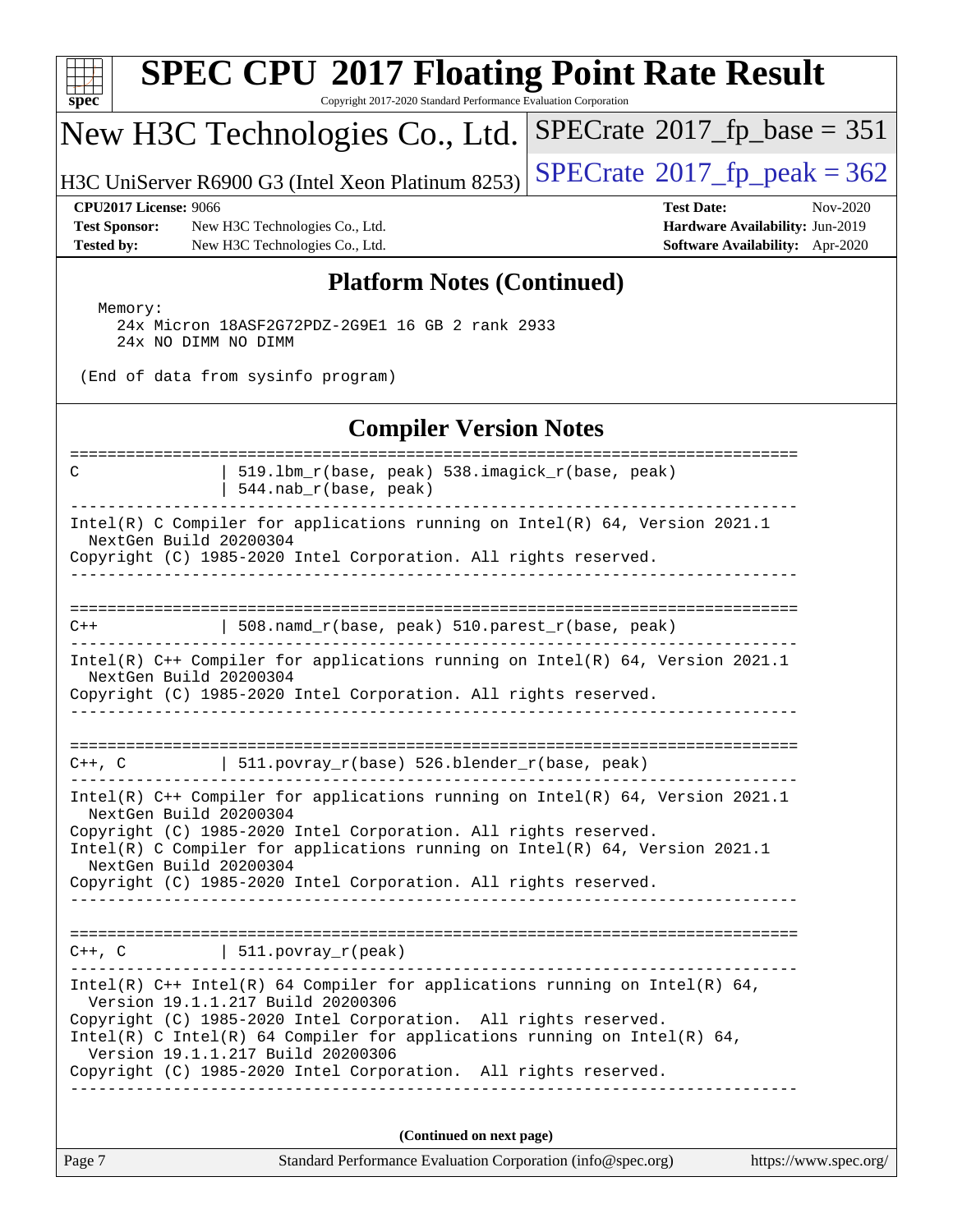## Platform Notes (Continued)

```
  Memory:
    24x Micron 18ASF2G72PDZ-2G9E1 16 GB 2 rank 2933
    24x NO DIMM NO DIMM

 (End of data from sysinfo program)
```

## Compiler Version Notes

```
==============================================================================
C               | 519.lbm_r(base, peak) 538.imagick_r(base, peak)
                | 544.nab_r(base, peak)
------------------------------------------------------------------------------
Intel(R) C Compiler for applications running on Intel(R) 64, Version 2021.1
  NextGen Build 20200304
Copyright (C) 1985-2020 Intel Corporation. All rights reserved.
------------------------------------------------------------------------------

==============================================================================
C++             | 508.namd_r(base, peak) 510.parest_r(base, peak)
------------------------------------------------------------------------------
Intel(R) C++ Compiler for applications running on Intel(R) 64, Version 2021.1
  NextGen Build 20200304
Copyright (C) 1985-2020 Intel Corporation. All rights reserved.
------------------------------------------------------------------------------

==============================================================================
C++, C          | 511.povray_r(base) 526.blender_r(base, peak)
------------------------------------------------------------------------------
Intel(R) C++ Compiler for applications running on Intel(R) 64, Version 2021.1
  NextGen Build 20200304
Copyright (C) 1985-2020 Intel Corporation. All rights reserved.
Intel(R) C Compiler for applications running on Intel(R) 64, Version 2021.1
  NextGen Build 20200304
Copyright (C) 1985-2020 Intel Corporation. All rights reserved.
------------------------------------------------------------------------------

==============================================================================
C++, C          | 511.povray_r(peak)
------------------------------------------------------------------------------
Intel(R) C++ Intel(R) 64 Compiler for applications running on Intel(R) 64,
  Version 19.1.1.217 Build 20200306
Copyright (C) 1985-2020 Intel Corporation.  All rights reserved.
Intel(R) C Intel(R) 64 Compiler for applications running on Intel(R) 64,
  Version 19.1.1.217 Build 20200306
Copyright (C) 1985-2020 Intel Corporation.  All rights reserved.
------------------------------------------------------------------------------
```

(Continued on next page)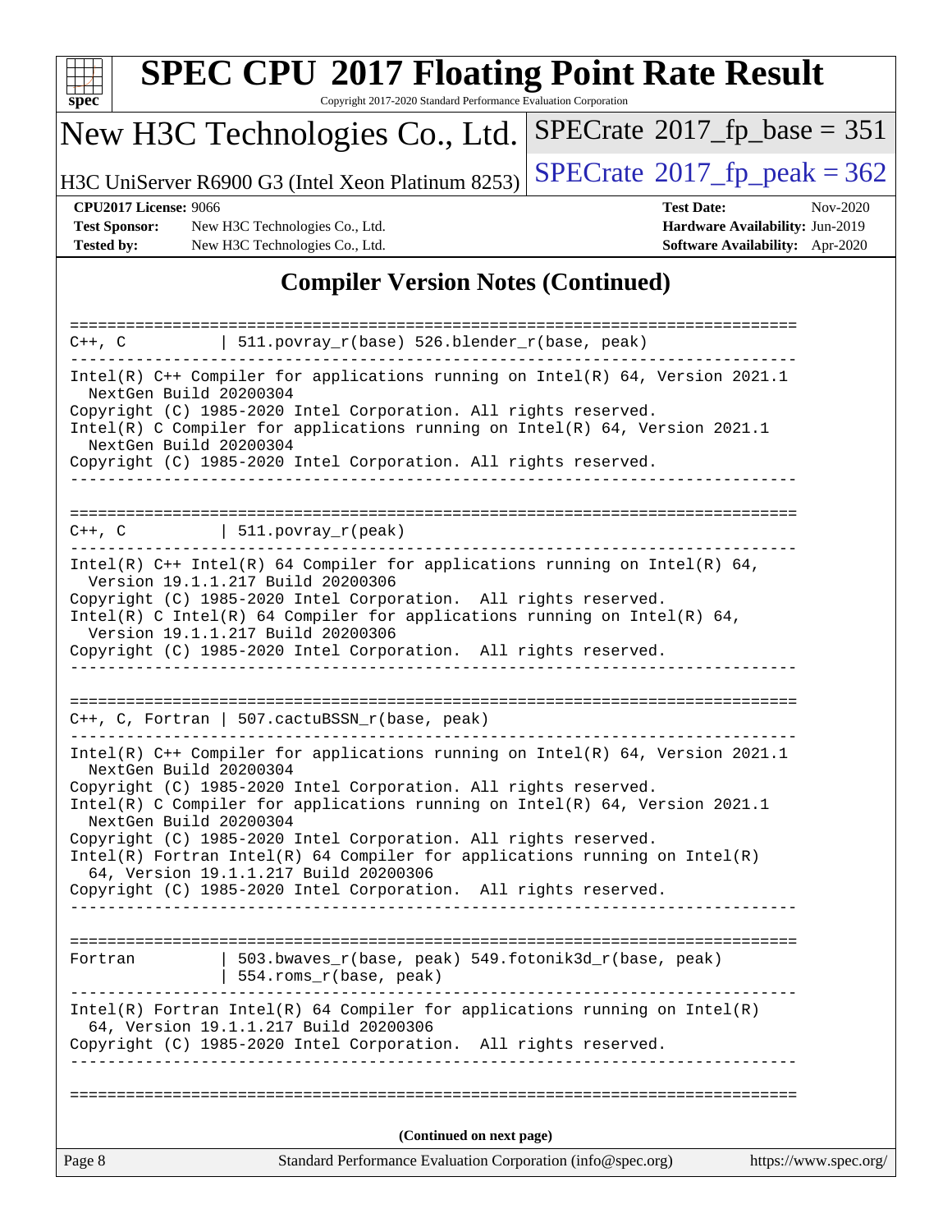## Compiler Version Notes (Continued)

```
==============================================================================
C++, C          | 511.povray_r(base) 526.blender_r(base, peak)
------------------------------------------------------------------------------
Intel(R) C++ Compiler for applications running on Intel(R) 64, Version 2021.1
  NextGen Build 20200304
Copyright (C) 1985-2020 Intel Corporation. All rights reserved.
Intel(R) C Compiler for applications running on Intel(R) 64, Version 2021.1
  NextGen Build 20200304
Copyright (C) 1985-2020 Intel Corporation. All rights reserved.
------------------------------------------------------------------------------

==============================================================================
C++, C          | 511.povray_r(peak)
------------------------------------------------------------------------------
Intel(R) C++ Intel(R) 64 Compiler for applications running on Intel(R) 64,
  Version 19.1.1.217 Build 20200306
Copyright (C) 1985-2020 Intel Corporation.  All rights reserved.
Intel(R) C Intel(R) 64 Compiler for applications running on Intel(R) 64,
  Version 19.1.1.217 Build 20200306
Copyright (C) 1985-2020 Intel Corporation.  All rights reserved.
------------------------------------------------------------------------------

==============================================================================
C++, C, Fortran | 507.cactuBSSN_r(base, peak)
------------------------------------------------------------------------------
Intel(R) C++ Compiler for applications running on Intel(R) 64, Version 2021.1
  NextGen Build 20200304
Copyright (C) 1985-2020 Intel Corporation. All rights reserved.
Intel(R) C Compiler for applications running on Intel(R) 64, Version 2021.1
  NextGen Build 20200304
Copyright (C) 1985-2020 Intel Corporation. All rights reserved.
Intel(R) Fortran Intel(R) 64 Compiler for applications running on Intel(R)
  64, Version 19.1.1.217 Build 20200306
Copyright (C) 1985-2020 Intel Corporation.  All rights reserved.
------------------------------------------------------------------------------

==============================================================================
Fortran         | 503.bwaves_r(base, peak) 549.fotonik3d_r(base, peak)
                | 554.roms_r(base, peak)
------------------------------------------------------------------------------
Intel(R) Fortran Intel(R) 64 Compiler for applications running on Intel(R)
  64, Version 19.1.1.217 Build 20200306
Copyright (C) 1985-2020 Intel Corporation.  All rights reserved.
------------------------------------------------------------------------------

==============================================================================
```

(Continued on next page)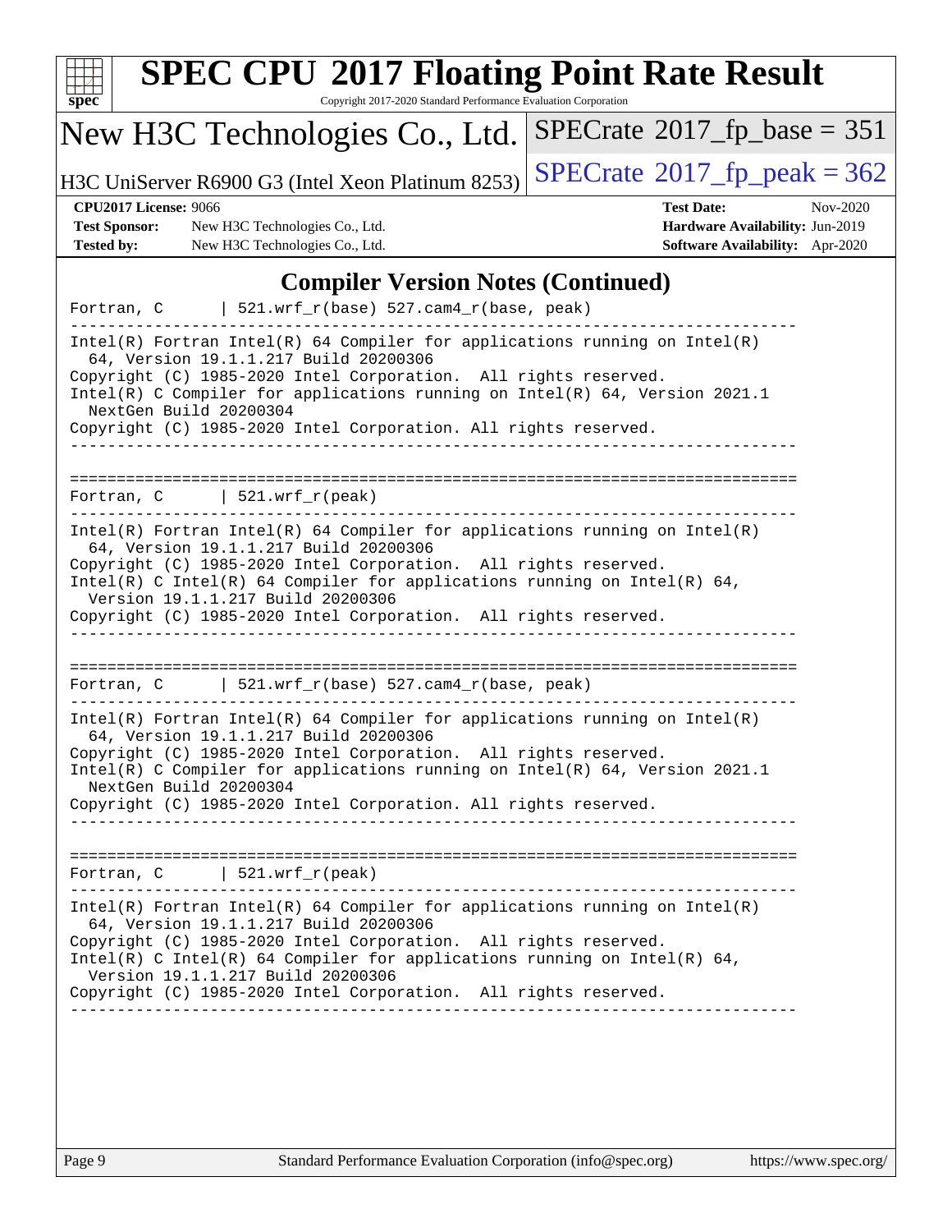# SPEC CPU 2017 Floating Point Rate Result

Copyright 2017-2020 Standard Performance Evaluation Corporation

**New H3C Technologies Co., Ltd.**

H3C UniServer R6900 G3 (Intel Xeon Platinum 8253)

SPECrate 2017_fp_base = 351

SPECrate 2017_fp_peak = 362

**CPU2017 License:** 9066
**Test Sponsor:** New H3C Technologies Co., Ltd.
**Tested by:** New H3C Technologies Co., Ltd.

**Test Date:** Nov-2020
**Hardware Availability:** Jun-2019
**Software Availability:** Apr-2020

## Compiler Version Notes (Continued)

```
Fortran, C      | 521.wrf_r(base) 527.cam4_r(base, peak)
------------------------------------------------------------------------------
Intel(R) Fortran Intel(R) 64 Compiler for applications running on Intel(R)
  64, Version 19.1.1.217 Build 20200306
Copyright (C) 1985-2020 Intel Corporation.  All rights reserved.
Intel(R) C Compiler for applications running on Intel(R) 64, Version 2021.1
  NextGen Build 20200304
Copyright (C) 1985-2020 Intel Corporation. All rights reserved.
------------------------------------------------------------------------------

==============================================================================
Fortran, C      | 521.wrf_r(peak)
------------------------------------------------------------------------------
Intel(R) Fortran Intel(R) 64 Compiler for applications running on Intel(R)
  64, Version 19.1.1.217 Build 20200306
Copyright (C) 1985-2020 Intel Corporation.  All rights reserved.
Intel(R) C Intel(R) 64 Compiler for applications running on Intel(R) 64,
  Version 19.1.1.217 Build 20200306
Copyright (C) 1985-2020 Intel Corporation.  All rights reserved.
------------------------------------------------------------------------------

==============================================================================
Fortran, C      | 521.wrf_r(base) 527.cam4_r(base, peak)
------------------------------------------------------------------------------
Intel(R) Fortran Intel(R) 64 Compiler for applications running on Intel(R)
  64, Version 19.1.1.217 Build 20200306
Copyright (C) 1985-2020 Intel Corporation.  All rights reserved.
Intel(R) C Compiler for applications running on Intel(R) 64, Version 2021.1
  NextGen Build 20200304
Copyright (C) 1985-2020 Intel Corporation. All rights reserved.
------------------------------------------------------------------------------

==============================================================================
Fortran, C      | 521.wrf_r(peak)
------------------------------------------------------------------------------
Intel(R) Fortran Intel(R) 64 Compiler for applications running on Intel(R)
  64, Version 19.1.1.217 Build 20200306
Copyright (C) 1985-2020 Intel Corporation.  All rights reserved.
Intel(R) C Intel(R) 64 Compiler for applications running on Intel(R) 64,
  Version 19.1.1.217 Build 20200306
Copyright (C) 1985-2020 Intel Corporation.  All rights reserved.
------------------------------------------------------------------------------
```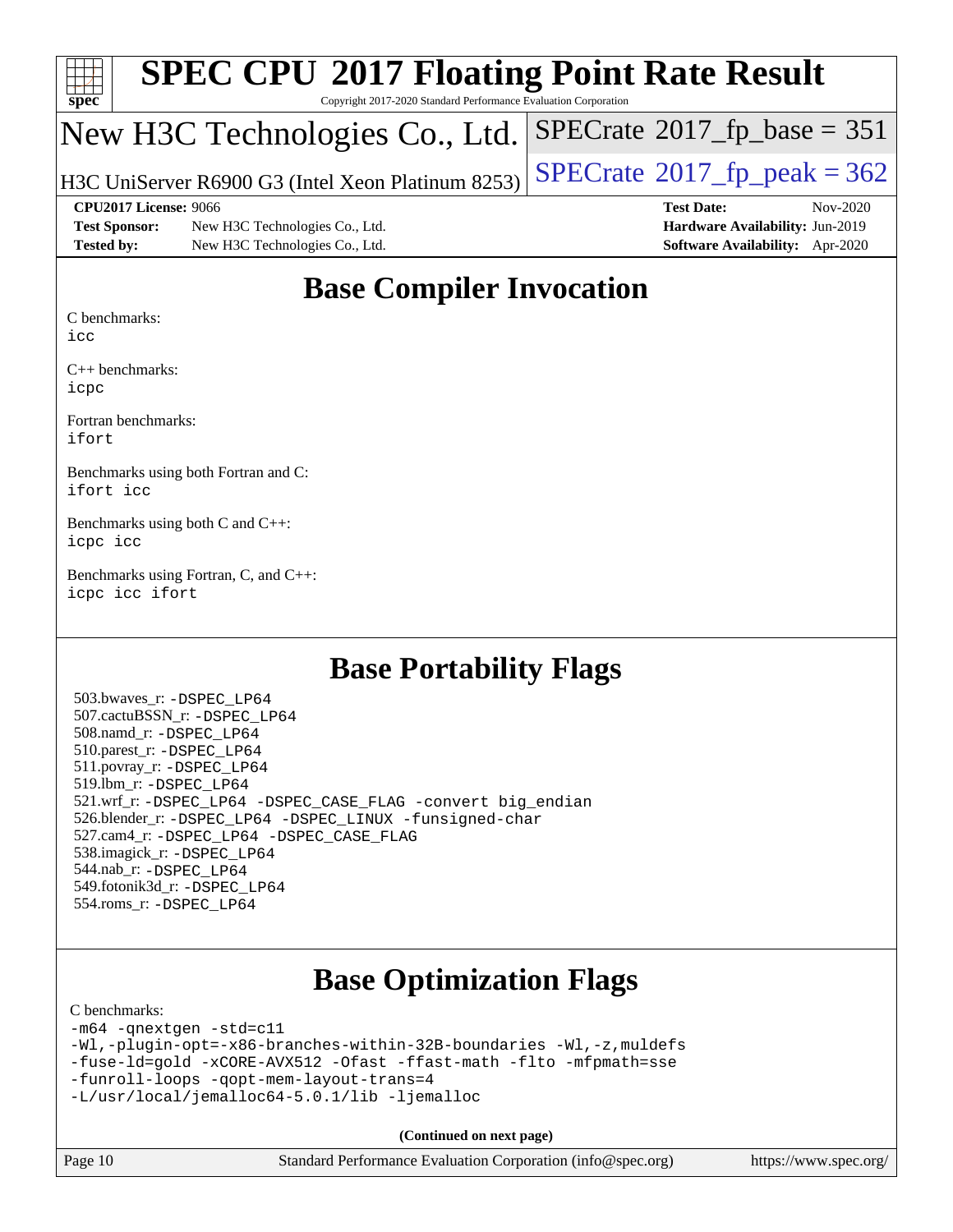# SPEC CPU 2017 Floating Point Rate Result

Copyright 2017-2020 Standard Performance Evaluation Corporation

## New H3C Technologies Co., Ltd.

H3C UniServer R6900 G3 (Intel Xeon Platinum 8253)

SPECrate 2017_fp_base = 351

SPECrate 2017_fp_peak = 362

| | | | |
|---|---|---|---|
| **CPU2017 License:** | 9066 | **Test Date:** | Nov-2020 |
| **Test Sponsor:** | New H3C Technologies Co., Ltd. | **Hardware Availability:** | Jun-2019 |
| **Tested by:** | New H3C Technologies Co., Ltd. | **Software Availability:** | Apr-2020 |

## Base Compiler Invocation

C benchmarks:
`icc`

C++ benchmarks:
`icpc`

Fortran benchmarks:
`ifort`

Benchmarks using both Fortran and C:
`ifort icc`

Benchmarks using both C and C++:
`icpc icc`

Benchmarks using Fortran, C, and C++:
`icpc icc ifort`

## Base Portability Flags

503.bwaves_r: `-DSPEC_LP64`
507.cactuBSSN_r: `-DSPEC_LP64`
508.namd_r: `-DSPEC_LP64`
510.parest_r: `-DSPEC_LP64`
511.povray_r: `-DSPEC_LP64`
519.lbm_r: `-DSPEC_LP64`
521.wrf_r: `-DSPEC_LP64 -DSPEC_CASE_FLAG -convert big_endian`
526.blender_r: `-DSPEC_LP64 -DSPEC_LINUX -funsigned-char`
527.cam4_r: `-DSPEC_LP64 -DSPEC_CASE_FLAG`
538.imagick_r: `-DSPEC_LP64`
544.nab_r: `-DSPEC_LP64`
549.fotonik3d_r: `-DSPEC_LP64`
554.roms_r: `-DSPEC_LP64`

## Base Optimization Flags

C benchmarks:

```
-m64 -qnextgen -std=c11
-Wl,-plugin-opt=-x86-branches-within-32B-boundaries -Wl,-z,muldefs
-fuse-ld=gold -xCORE-AVX512 -Ofast -ffast-math -flto -mfpmath=sse
-funroll-loops -qopt-mem-layout-trans=4
-L/usr/local/jemalloc64-5.0.1/lib -ljemalloc
```

**(Continued on next page)**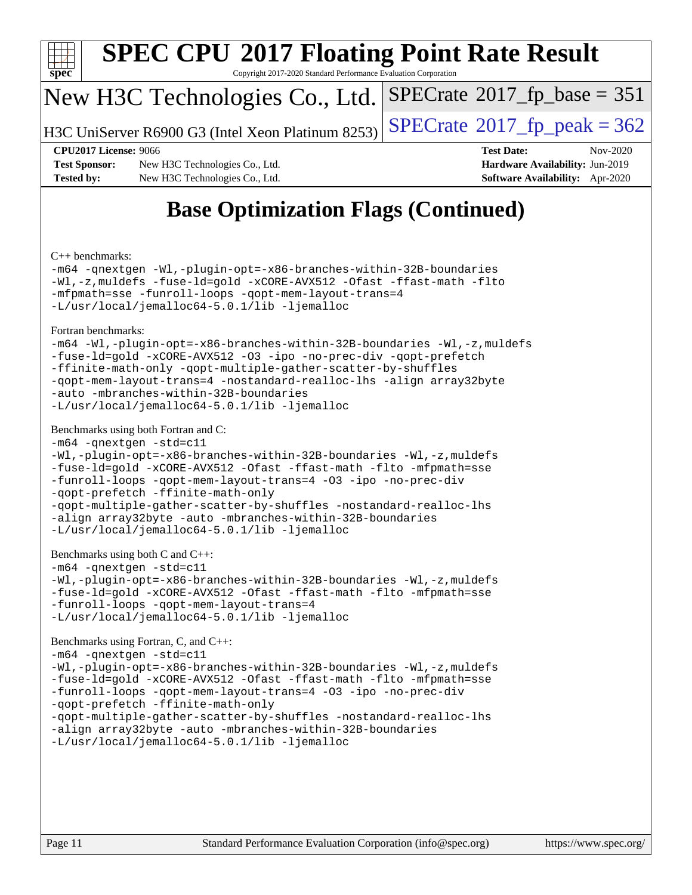# SPEC CPU 2017 Floating Point Rate Result

Copyright 2017-2020 Standard Performance Evaluation Corporation

New H3C Technologies Co., Ltd.

H3C UniServer R6900 G3 (Intel Xeon Platinum 8253)

SPECrate 2017_fp_base = 351

SPECrate 2017_fp_peak = 362

**CPU2017 License:** 9066
**Test Sponsor:** New H3C Technologies Co., Ltd.
**Tested by:** New H3C Technologies Co., Ltd.
**Test Date:** Nov-2020
**Hardware Availability:** Jun-2019
**Software Availability:** Apr-2020

## Base Optimization Flags (Continued)

C++ benchmarks:

```
-m64 -qnextgen -Wl,-plugin-opt=-x86-branches-within-32B-boundaries
-Wl,-z,muldefs -fuse-ld=gold -xCORE-AVX512 -Ofast -ffast-math -flto
-mfpmath=sse -funroll-loops -qopt-mem-layout-trans=4
-L/usr/local/jemalloc64-5.0.1/lib -ljemalloc
```

Fortran benchmarks:

```
-m64 -Wl,-plugin-opt=-x86-branches-within-32B-boundaries -Wl,-z,muldefs
-fuse-ld=gold -xCORE-AVX512 -O3 -ipo -no-prec-div -qopt-prefetch
-ffinite-math-only -qopt-multiple-gather-scatter-by-shuffles
-qopt-mem-layout-trans=4 -nostandard-realloc-lhs -align array32byte
-auto -mbranches-within-32B-boundaries
-L/usr/local/jemalloc64-5.0.1/lib -ljemalloc
```

Benchmarks using both Fortran and C:

```
-m64 -qnextgen -std=c11
-Wl,-plugin-opt=-x86-branches-within-32B-boundaries -Wl,-z,muldefs
-fuse-ld=gold -xCORE-AVX512 -Ofast -ffast-math -flto -mfpmath=sse
-funroll-loops -qopt-mem-layout-trans=4 -O3 -ipo -no-prec-div
-qopt-prefetch -ffinite-math-only
-qopt-multiple-gather-scatter-by-shuffles -nostandard-realloc-lhs
-align array32byte -auto -mbranches-within-32B-boundaries
-L/usr/local/jemalloc64-5.0.1/lib -ljemalloc
```

Benchmarks using both C and C++:

```
-m64 -qnextgen -std=c11
-Wl,-plugin-opt=-x86-branches-within-32B-boundaries -Wl,-z,muldefs
-fuse-ld=gold -xCORE-AVX512 -Ofast -ffast-math -flto -mfpmath=sse
-funroll-loops -qopt-mem-layout-trans=4
-L/usr/local/jemalloc64-5.0.1/lib -ljemalloc
```

Benchmarks using Fortran, C, and C++:

```
-m64 -qnextgen -std=c11
-Wl,-plugin-opt=-x86-branches-within-32B-boundaries -Wl,-z,muldefs
-fuse-ld=gold -xCORE-AVX512 -Ofast -ffast-math -flto -mfpmath=sse
-funroll-loops -qopt-mem-layout-trans=4 -O3 -ipo -no-prec-div
-qopt-prefetch -ffinite-math-only
-qopt-multiple-gather-scatter-by-shuffles -nostandard-realloc-lhs
-align array32byte -auto -mbranches-within-32B-boundaries
-L/usr/local/jemalloc64-5.0.1/lib -ljemalloc
```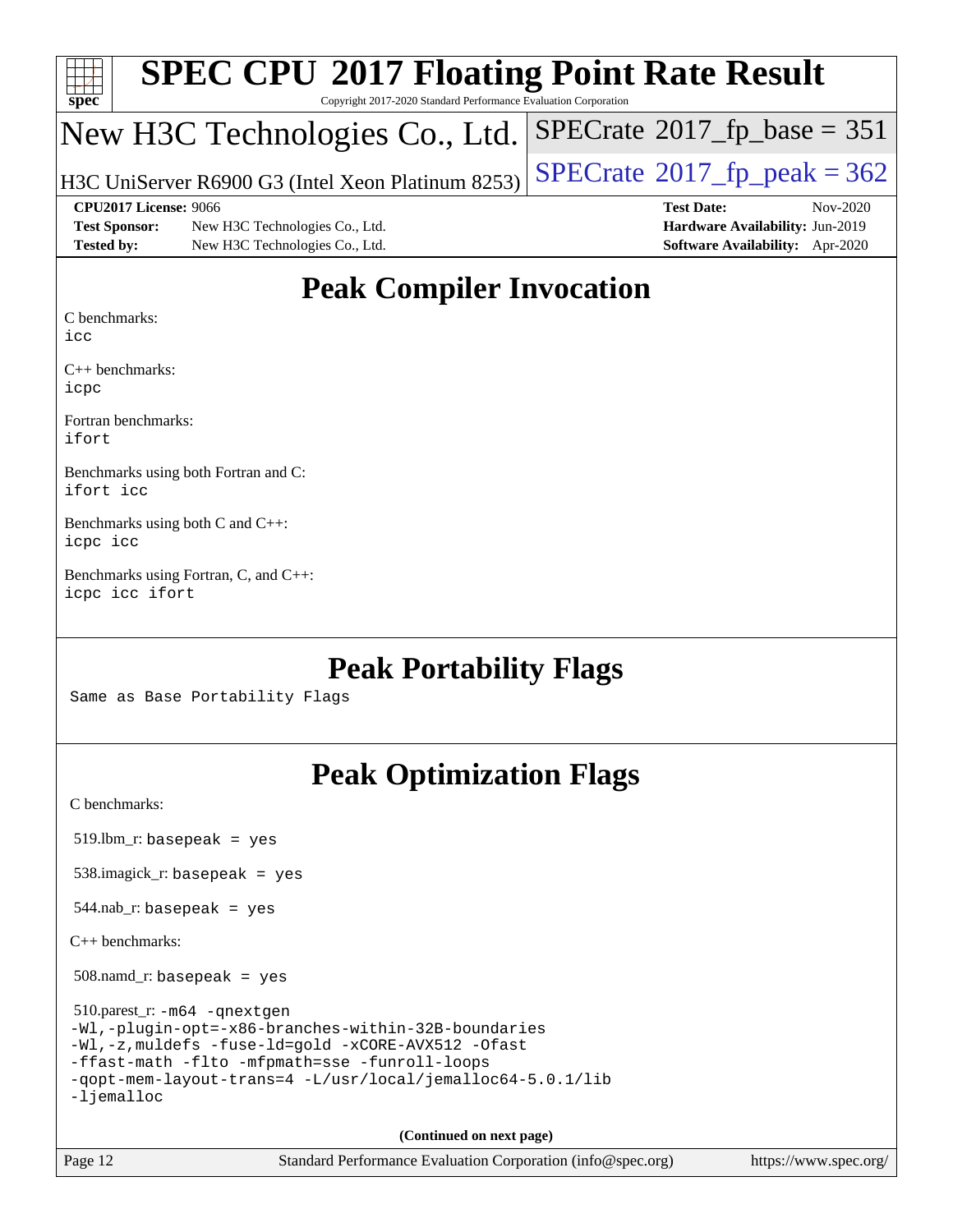# SPEC CPU 2017 Floating Point Rate Result

Copyright 2017-2020 Standard Performance Evaluation Corporation

## New H3C Technologies Co., Ltd.

H3C UniServer R6900 G3 (Intel Xeon Platinum 8253)

SPECrate 2017_fp_base = 351

SPECrate 2017_fp_peak = 362

**CPU2017 License:** 9066
**Test Sponsor:** New H3C Technologies Co., Ltd.
**Tested by:** New H3C Technologies Co., Ltd.

**Test Date:** Nov-2020
**Hardware Availability:** Jun-2019
**Software Availability:** Apr-2020

## Peak Compiler Invocation

C benchmarks:
```
icc
```

C++ benchmarks:
```
icpc
```

Fortran benchmarks:
```
ifort
```

Benchmarks using both Fortran and C:
```
ifort icc
```

Benchmarks using both C and C++:
```
icpc icc
```

Benchmarks using Fortran, C, and C++:
```
icpc icc ifort
```

## Peak Portability Flags

```
Same as Base Portability Flags
```

## Peak Optimization Flags

C benchmarks:

519.lbm_r: `basepeak = yes`

538.imagick_r: `basepeak = yes`

544.nab_r: `basepeak = yes`

C++ benchmarks:

508.namd_r: `basepeak = yes`

510.parest_r:
```
-m64 -qnextgen
-Wl,-plugin-opt=-x86-branches-within-32B-boundaries
-Wl,-z,muldefs -fuse-ld=gold -xCORE-AVX512 -Ofast
-ffast-math -flto -mfpmath=sse -funroll-loops
-qopt-mem-layout-trans=4 -L/usr/local/jemalloc64-5.0.1/lib
-ljemalloc
```

**(Continued on next page)**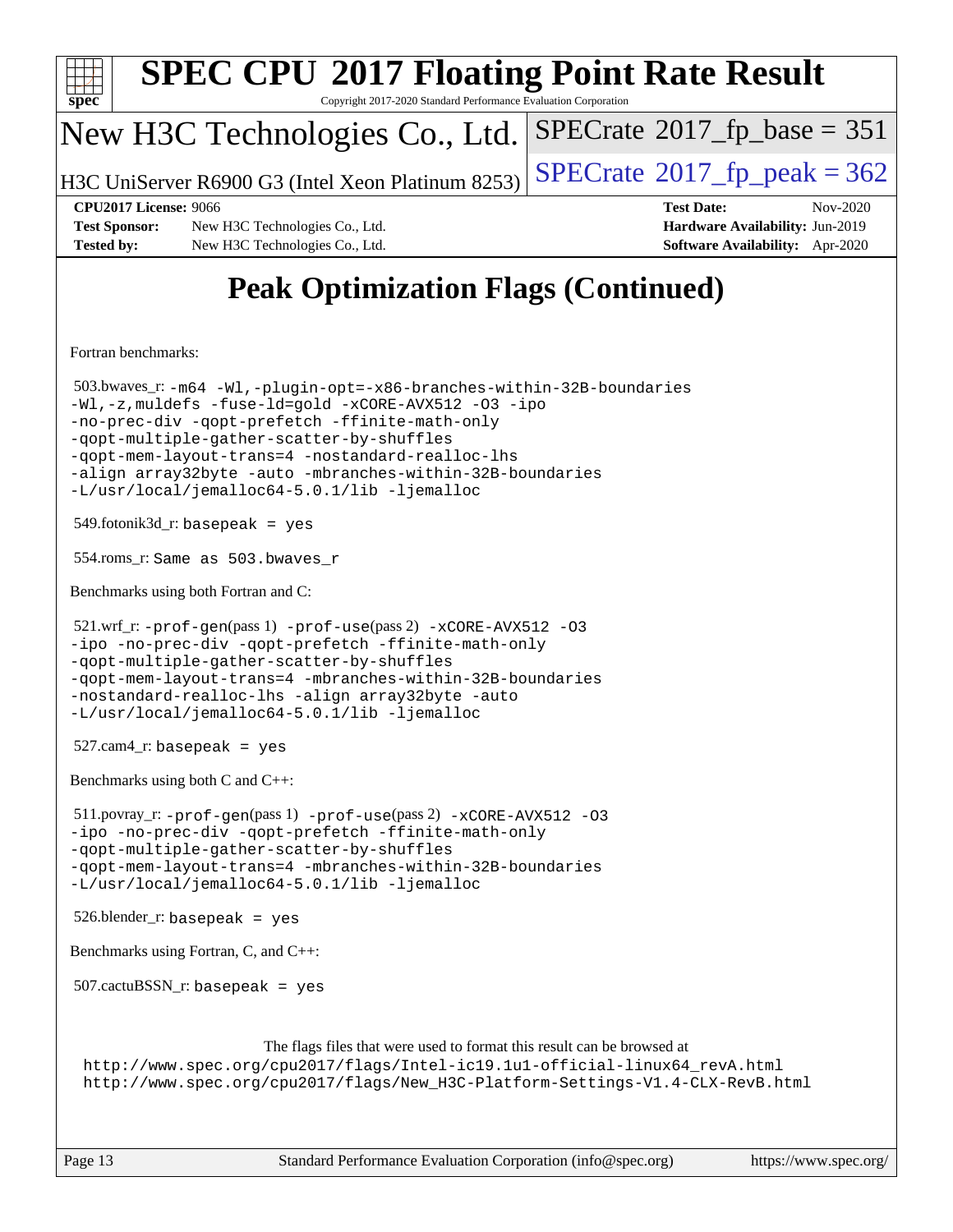# Peak Optimization Flags (Continued)

Fortran benchmarks:

503.bwaves_r: `-m64 -Wl,-plugin-opt=-x86-branches-within-32B-boundaries -Wl,-z,muldefs -fuse-ld=gold -xCORE-AVX512 -O3 -ipo -no-prec-div -qopt-prefetch -ffinite-math-only -qopt-multiple-gather-scatter-by-shuffles -qopt-mem-layout-trans=4 -nostandard-realloc-lhs -align array32byte -auto -mbranches-within-32B-boundaries -L/usr/local/jemalloc64-5.0.1/lib -ljemalloc`

549.fotonik3d_r: `basepeak = yes`

554.roms_r: `Same as 503.bwaves_r`

Benchmarks using both Fortran and C:

521.wrf_r: `-prof-gen`(pass 1) `-prof-use`(pass 2) `-xCORE-AVX512 -O3 -ipo -no-prec-div -qopt-prefetch -ffinite-math-only -qopt-multiple-gather-scatter-by-shuffles -qopt-mem-layout-trans=4 -mbranches-within-32B-boundaries -nostandard-realloc-lhs -align array32byte -auto -L/usr/local/jemalloc64-5.0.1/lib -ljemalloc`

527.cam4_r: `basepeak = yes`

Benchmarks using both C and C++:

511.povray_r: `-prof-gen`(pass 1) `-prof-use`(pass 2) `-xCORE-AVX512 -O3 -ipo -no-prec-div -qopt-prefetch -ffinite-math-only -qopt-multiple-gather-scatter-by-shuffles -qopt-mem-layout-trans=4 -mbranches-within-32B-boundaries -L/usr/local/jemalloc64-5.0.1/lib -ljemalloc`

526.blender_r: `basepeak = yes`

Benchmarks using Fortran, C, and C++:

507.cactuBSSN_r: `basepeak = yes`

The flags files that were used to format this result can be browsed at
http://www.spec.org/cpu2017/flags/Intel-ic19.1u1-official-linux64_revA.html
http://www.spec.org/cpu2017/flags/New_H3C-Platform-Settings-V1.4-CLX-RevB.html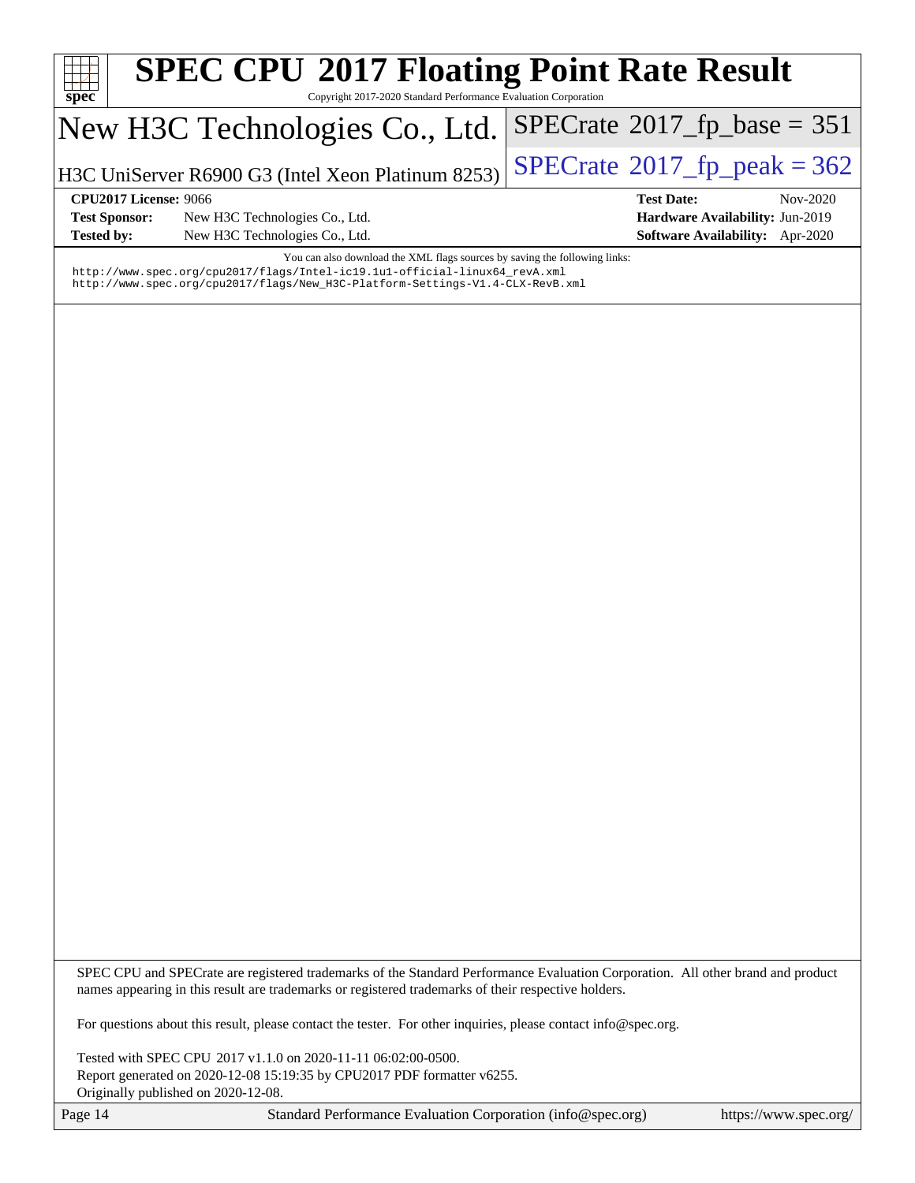You can also download the XML flags sources by saving the following links:
http://www.spec.org/cpu2017/flags/Intel-ic19.1u1-official-linux64_revA.xml
http://www.spec.org/cpu2017/flags/New_H3C-Platform-Settings-V1.4-CLX-RevB.xml

SPEC CPU and SPECrate are registered trademarks of the Standard Performance Evaluation Corporation. All other brand and product names appearing in this result are trademarks or registered trademarks of their respective holders.

For questions about this result, please contact the tester. For other inquiries, please contact info@spec.org.

Tested with SPEC CPU 2017 v1.1.0 on 2020-11-11 06:02:00-0500.
Report generated on 2020-12-08 15:19:35 by CPU2017 PDF formatter v6255.
Originally published on 2020-12-08.